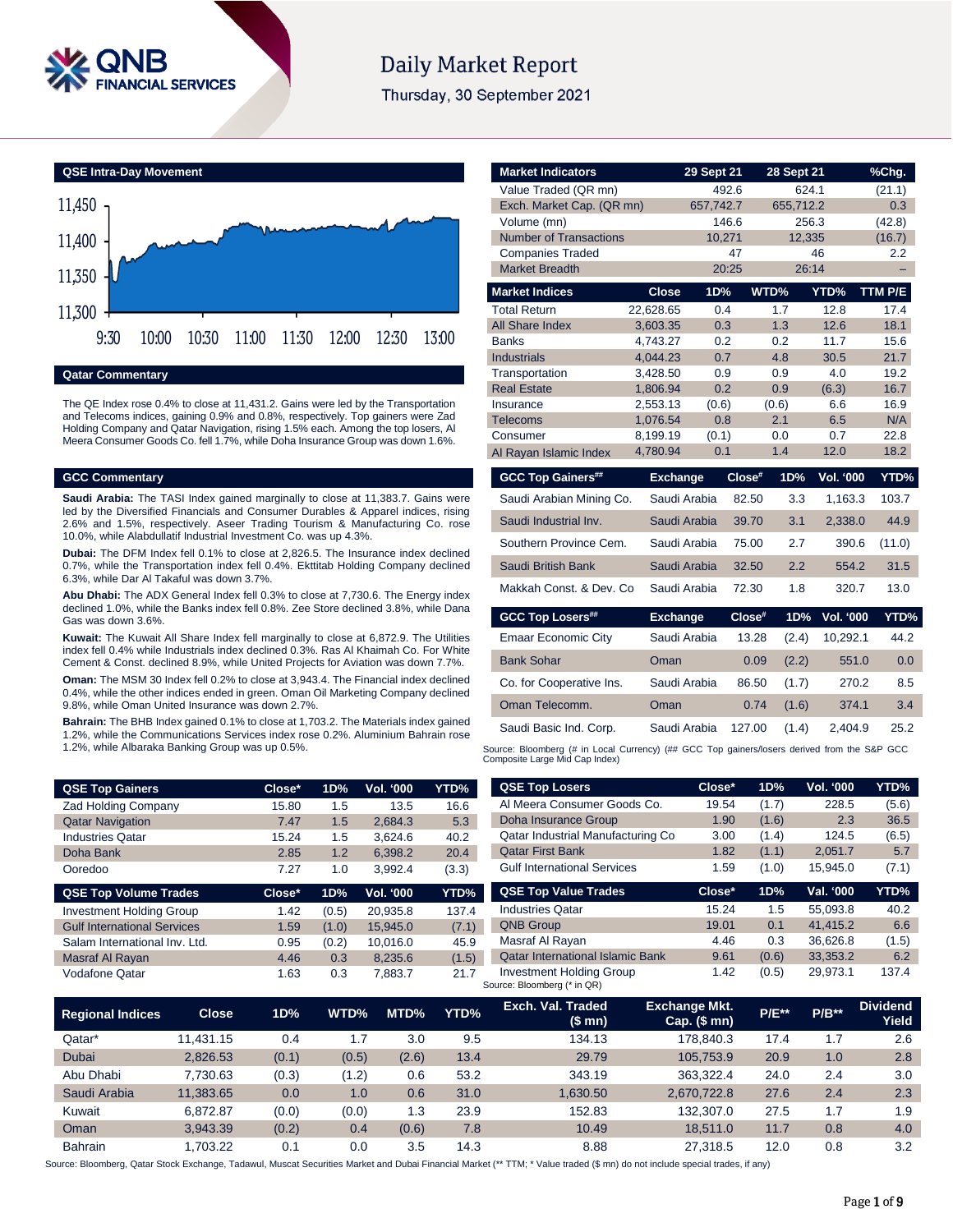# Daily Market Report

Thursday, 30 September 2021

## QSE Intra-Day Movement

## Qatar Commentary

The QE Index rose 0.4% to close at 11,431.2. Gains were led by the Transportation and Telecoms indices, gaining 0.9% and 0.8%, respectively. Top gainers were Zad Holding Company and Qatar Navigation, rising 1.5% each. Among the top losers, Al Meera Consumer Goods Co. fell 1.7%, while Doha Insurance Group was down 1.6%.

## GCC Commentary

**Saudi Arabia:** The TASI Index gained marginally to close at 11,383.7. Gains were led by the Diversified Financials and Consumer Durables & Apparel indices, rising 2.6% and 1.5%, respectively. Aseer Trading Tourism & Manufacturing Co. rose 10.0%, while Alabdullatif Industrial Investment Co. was up 4.3%.

**Dubai:** The DFM Index fell 0.1% to close at 2,826.5. The Insurance index declined 0.7%, while the Transportation index fell 0.4%. Ekttitab Holding Company declined 6.3%, while Dar Al Takaful was down 3.7%.

**Abu Dhabi:** The ADX General Index fell 0.3% to close at 7,730.6. The Energy index declined 1.0%, while the Banks index fell 0.8%. Zee Store declined 3.8%, while Dana Gas was down 3.6%.

**Kuwait:** The Kuwait All Share Index fell marginally to close at 6,872.9. The Utilities index fell 0.4% while Industrials index declined 0.3%. Ras Al Khaimah Co. For White Cement & Const. declined 8.9%, while United Projects for Aviation was down 7.7%.

**Oman:** The MSM 30 Index fell 0.2% to close at 3,943.4. The Financial index declined 0.4%, while the other indices ended in green. Oman Oil Marketing Company declined 9.8%, while Oman United Insurance was down 2.7%.

**Bahrain:** The BHB Index gained 0.1% to close at 1,703.2. The Materials index gained 1.2%, while the Communications Services index rose 0.2%. Aluminium Bahrain rose 1.2%, while Albaraka Banking Group was up 0.5%.

| Market Indicators | 29 Sept 21 | 28 Sept 21 | %Chg. |
|---|---|---|---|
| Value Traded (QR mn) | 492.6 | 624.1 | (21.1) |
| Exch. Market Cap. (QR mn) | 657,742.7 | 655,712.2 | 0.3 |
| Volume (mn) | 146.6 | 256.3 | (42.8) |
| Number of Transactions | 10,271 | 12,335 | (16.7) |
| Companies Traded | 47 | 46 | 2.2 |
| Market Breadth | 20:25 | 26:14 | – |

| Market Indices | Close | 1D% | WTD% | YTD% | TTM P/E |
|---|---|---|---|---|---|
| Total Return | 22,628.65 | 0.4 | 1.7 | 12.8 | 17.4 |
| All Share Index | 3,603.35 | 0.3 | 1.3 | 12.6 | 18.1 |
| Banks | 4,743.27 | 0.2 | 0.2 | 11.7 | 15.6 |
| Industrials | 4,044.23 | 0.7 | 4.8 | 30.5 | 21.7 |
| Transportation | 3,428.50 | 0.9 | 0.9 | 4.0 | 19.2 |
| Real Estate | 1,806.94 | 0.2 | 0.9 | (6.3) | 16.7 |
| Insurance | 2,553.13 | (0.6) | (0.6) | 6.6 | 16.9 |
| Telecoms | 1,076.54 | 0.8 | 2.1 | 6.5 | N/A |
| Consumer | 8,199.19 | (0.1) | 0.0 | 0.7 | 22.8 |
| Al Rayan Islamic Index | 4,780.94 | 0.1 | 1.4 | 12.0 | 18.2 |

| GCC Top Gainers## | Exchange | Close# | 1D% | Vol. '000 | YTD% |
|---|---|---|---|---|---|
| Saudi Arabian Mining Co. | Saudi Arabia | 82.50 | 3.3 | 1,163.3 | 103.7 |
| Saudi Industrial Inv. | Saudi Arabia | 39.70 | 3.1 | 2,338.0 | 44.9 |
| Southern Province Cem. | Saudi Arabia | 75.00 | 2.7 | 390.6 | (11.0) |
| Saudi British Bank | Saudi Arabia | 32.50 | 2.2 | 554.2 | 31.5 |
| Makkah Const. & Dev. Co | Saudi Arabia | 72.30 | 1.8 | 320.7 | 13.0 |

| GCC Top Losers## | Exchange | Close# | 1D% | Vol. '000 | YTD% |
|---|---|---|---|---|---|
| Emaar Economic City | Saudi Arabia | 13.28 | (2.4) | 10,292.1 | 44.2 |
| Bank Sohar | Oman | 0.09 | (2.2) | 551.0 | 0.0 |
| Co. for Cooperative Ins. | Saudi Arabia | 86.50 | (1.7) | 270.2 | 8.5 |
| Oman Telecomm. | Oman | 0.74 | (1.6) | 374.1 | 3.4 |
| Saudi Basic Ind. Corp. | Saudi Arabia | 127.00 | (1.4) | 2,404.9 | 25.2 |

Source: Bloomberg (# in Local Currency) (## GCC Top gainers/losers derived from the S&P GCC Composite Large Mid Cap Index)

| QSE Top Gainers | Close* | 1D% | Vol. '000 | YTD% |
|---|---|---|---|---|
| Zad Holding Company | 15.80 | 1.5 | 13.5 | 16.6 |
| Qatar Navigation | 7.47 | 1.5 | 2,684.3 | 5.3 |
| Industries Qatar | 15.24 | 1.5 | 3,624.6 | 40.2 |
| Doha Bank | 2.85 | 1.2 | 6,398.2 | 20.4 |
| Ooredoo | 7.27 | 1.0 | 3,992.4 | (3.3) |

| QSE Top Volume Trades | Close* | 1D% | Vol. '000 | YTD% |
|---|---|---|---|---|
| Investment Holding Group | 1.42 | (0.5) | 20,935.8 | 137.4 |
| Gulf International Services | 1.59 | (1.0) | 15,945.0 | (7.1) |
| Salam International Inv. Ltd. | 0.95 | (0.2) | 10,016.0 | 45.9 |
| Masraf Al Rayan | 4.46 | 0.3 | 8,235.6 | (1.5) |
| Vodafone Qatar | 1.63 | 0.3 | 7,883.7 | 21.7 |

| QSE Top Losers | Close* | 1D% | Vol. '000 | YTD% |
|---|---|---|---|---|
| Al Meera Consumer Goods Co. | 19.54 | (1.7) | 228.5 | (5.6) |
| Doha Insurance Group | 1.90 | (1.6) | 2.3 | 36.5 |
| Qatar Industrial Manufacturing Co | 3.00 | (1.4) | 124.5 | (6.5) |
| Qatar First Bank | 1.82 | (1.1) | 2,051.7 | 5.7 |
| Gulf International Services | 1.59 | (1.0) | 15,945.0 | (7.1) |

| QSE Top Value Trades | Close* | 1D% | Val. '000 | YTD% |
|---|---|---|---|---|
| Industries Qatar | 15.24 | 1.5 | 55,093.8 | 40.2 |
| QNB Group | 19.01 | 0.1 | 41,415.2 | 6.6 |
| Masraf Al Rayan | 4.46 | 0.3 | 36,626.8 | (1.5) |
| Qatar International Islamic Bank | 9.61 | (0.6) | 33,353.2 | 6.2 |
| Investment Holding Group | 1.42 | (0.5) | 29,973.1 | 137.4 |

Source: Bloomberg (* in QR)

| Regional Indices | Close | 1D% | WTD% | MTD% | YTD% | Exch. Val. Traded ($ mn) | Exchange Mkt. Cap. ($ mn) | P/E** | P/B** | Dividend Yield |
|---|---|---|---|---|---|---|---|---|---|---|
| Qatar* | 11,431.15 | 0.4 | 1.7 | 3.0 | 9.5 | 134.13 | 178,840.3 | 17.4 | 1.7 | 2.6 |
| Dubai | 2,826.53 | (0.1) | (0.5) | (2.6) | 13.4 | 29.79 | 105,753.9 | 20.9 | 1.0 | 2.8 |
| Abu Dhabi | 7,730.63 | (0.3) | (1.2) | 0.6 | 53.2 | 343.19 | 363,322.4 | 24.0 | 2.4 | 3.0 |
| Saudi Arabia | 11,383.65 | 0.0 | 1.0 | 0.6 | 31.0 | 1,630.50 | 2,670,722.8 | 27.6 | 2.4 | 2.3 |
| Kuwait | 6,872.87 | (0.0) | (0.0) | 1.3 | 23.9 | 152.83 | 132,307.0 | 27.5 | 1.7 | 1.9 |
| Oman | 3,943.39 | (0.2) | 0.4 | (0.6) | 7.8 | 10.49 | 18,511.0 | 11.7 | 0.8 | 4.0 |
| Bahrain | 1,703.22 | 0.1 | 0.0 | 3.5 | 14.3 | 8.88 | 27,318.5 | 12.0 | 0.8 | 3.2 |

Source: Bloomberg, Qatar Stock Exchange, Tadawul, Muscat Securities Market and Dubai Financial Market (** TTM; * Value traded ($ mn) do not include special trades, if any)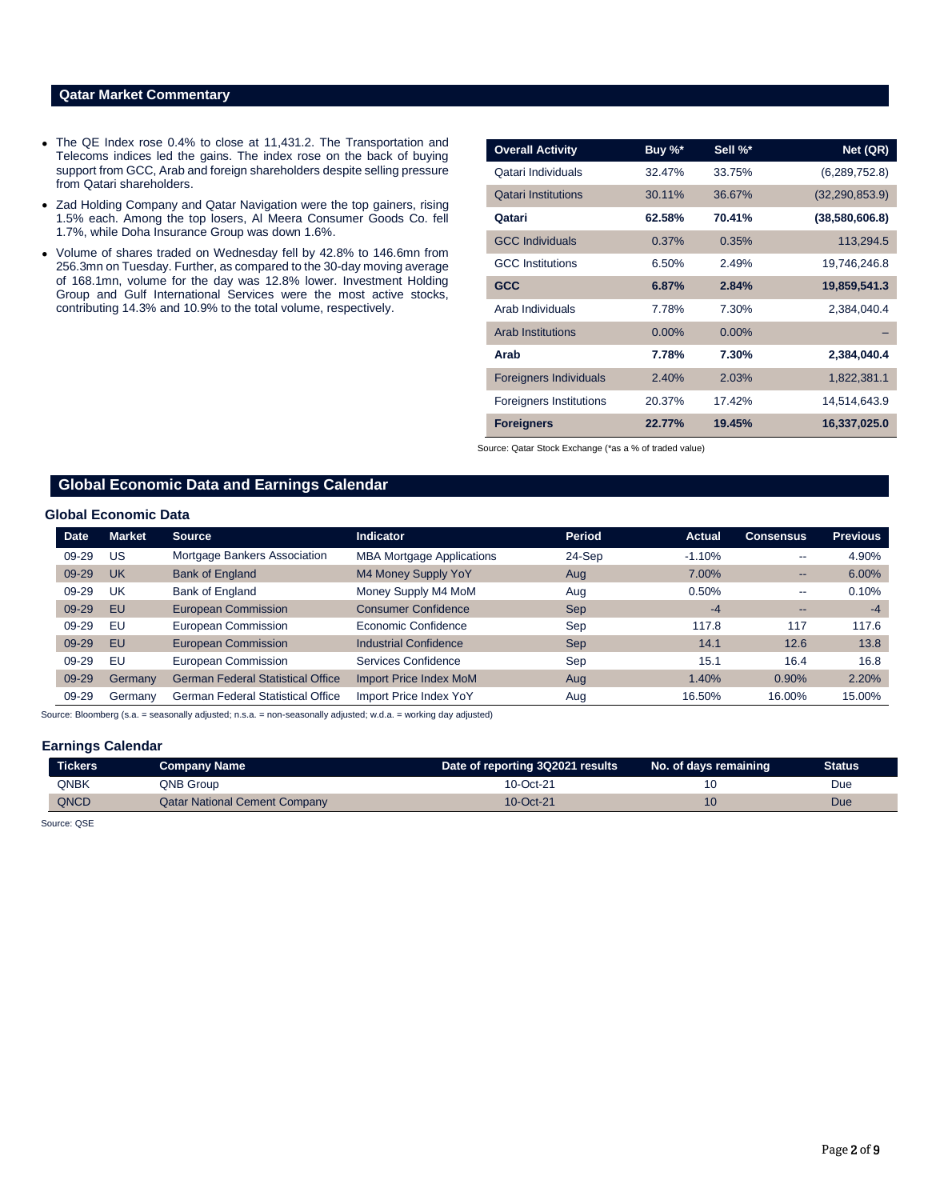## Qatar Market Commentary

- The QE Index rose 0.4% to close at 11,431.2. The Transportation and Telecoms indices led the gains. The index rose on the back of buying support from GCC, Arab and foreign shareholders despite selling pressure from Qatari shareholders.
- Zad Holding Company and Qatar Navigation were the top gainers, rising 1.5% each. Among the top losers, Al Meera Consumer Goods Co. fell 1.7%, while Doha Insurance Group was down 1.6%.
- Volume of shares traded on Wednesday fell by 42.8% to 146.6mn from 256.3mn on Tuesday. Further, as compared to the 30-day moving average of 168.1mn, volume for the day was 12.8% lower. Investment Holding Group and Gulf International Services were the most active stocks, contributing 14.3% and 10.9% to the total volume, respectively.

| Overall Activity | Buy %* | Sell %* | Net (QR) |
|---|---|---|---|
| Qatari Individuals | 32.47% | 33.75% | (6,289,752.8) |
| Qatari Institutions | 30.11% | 36.67% | (32,290,853.9) |
| **Qatari** | **62.58%** | **70.41%** | **(38,580,606.8)** |
| GCC Individuals | 0.37% | 0.35% | 113,294.5 |
| GCC Institutions | 6.50% | 2.49% | 19,746,246.8 |
| **GCC** | **6.87%** | **2.84%** | **19,859,541.3** |
| Arab Individuals | 7.78% | 7.30% | 2,384,040.4 |
| Arab Institutions | 0.00% | 0.00% | – |
| **Arab** | **7.78%** | **7.30%** | **2,384,040.4** |
| Foreigners Individuals | 2.40% | 2.03% | 1,822,381.1 |
| Foreigners Institutions | 20.37% | 17.42% | 14,514,643.9 |
| **Foreigners** | **22.77%** | **19.45%** | **16,337,025.0** |

Source: Qatar Stock Exchange (*as a % of traded value)

## Global Economic Data and Earnings Calendar

### Global Economic Data

| Date | Market | Source | Indicator | Period | Actual | Consensus | Previous |
|---|---|---|---|---|---|---|---|
| 09-29 | US | Mortgage Bankers Association | MBA Mortgage Applications | 24-Sep | -1.10% | -- | 4.90% |
| 09-29 | UK | Bank of England | M4 Money Supply YoY | Aug | 7.00% | -- | 6.00% |
| 09-29 | UK | Bank of England | Money Supply M4 MoM | Aug | 0.50% | -- | 0.10% |
| 09-29 | EU | European Commission | Consumer Confidence | Sep | -4 | -- | -4 |
| 09-29 | EU | European Commission | Economic Confidence | Sep | 117.8 | 117 | 117.6 |
| 09-29 | EU | European Commission | Industrial Confidence | Sep | 14.1 | 12.6 | 13.8 |
| 09-29 | EU | European Commission | Services Confidence | Sep | 15.1 | 16.4 | 16.8 |
| 09-29 | Germany | German Federal Statistical Office | Import Price Index MoM | Aug | 1.40% | 0.90% | 2.20% |
| 09-29 | Germany | German Federal Statistical Office | Import Price Index YoY | Aug | 16.50% | 16.00% | 15.00% |

Source: Bloomberg (s.a. = seasonally adjusted; n.s.a. = non-seasonally adjusted; w.d.a. = working day adjusted)

### Earnings Calendar

| Tickers | Company Name | Date of reporting 3Q2021 results | No. of days remaining | Status |
|---|---|---|---|---|
| QNBK | QNB Group | 10-Oct-21 | 10 | Due |
| QNCD | Qatar National Cement Company | 10-Oct-21 | 10 | Due |

Source: QSE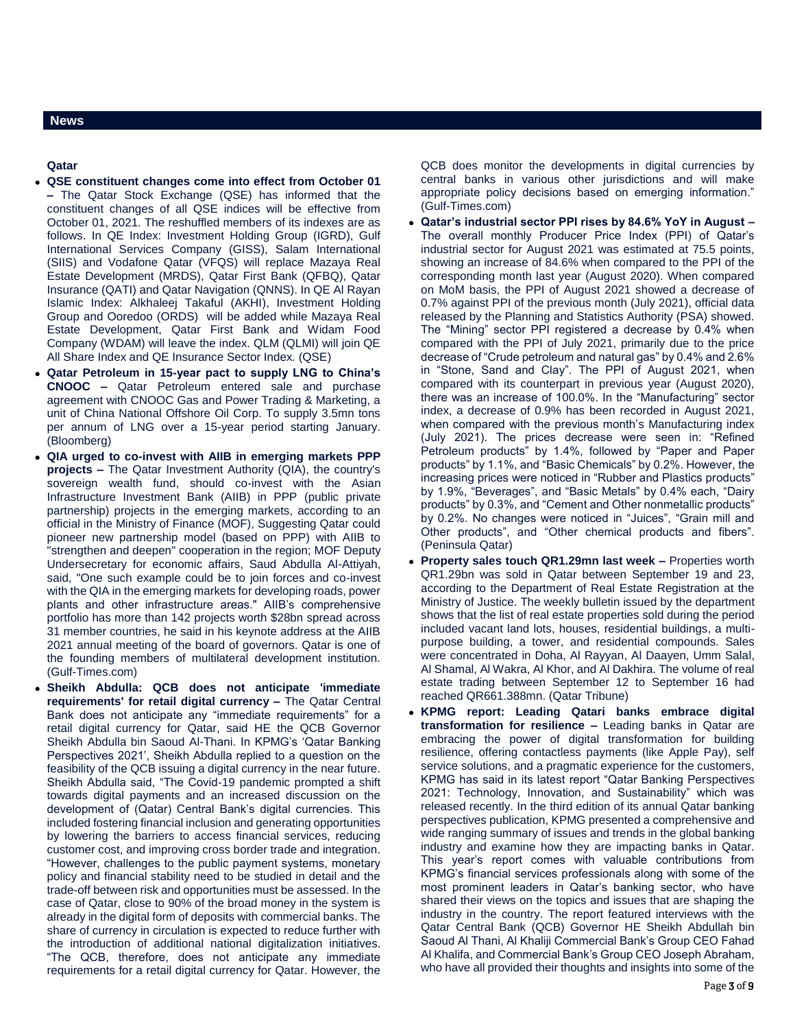## News

### Qatar

- **QSE constituent changes come into effect from October 01 –** The Qatar Stock Exchange (QSE) has informed that the constituent changes of all QSE indices will be effective from October 01, 2021. The reshuffled members of its indexes are as follows. In QE Index: Investment Holding Group (IGRD), Gulf International Services Company (GISS), Salam International (SIIS) and Vodafone Qatar (VFQS) will replace Mazaya Real Estate Development (MRDS), Qatar First Bank (QFBQ), Qatar Insurance (QATI) and Qatar Navigation (QNNS). In QE Al Rayan Islamic Index: Alkhaleej Takaful (AKHI), Investment Holding Group and Ooredoo (ORDS) will be added while Mazaya Real Estate Development, Qatar First Bank and Widam Food Company (WDAM) will leave the index. QLM (QLMI) will join QE All Share Index and QE Insurance Sector Index. (QSE)
- **Qatar Petroleum in 15-year pact to supply LNG to China's CNOOC –** Qatar Petroleum entered sale and purchase agreement with CNOOC Gas and Power Trading & Marketing, a unit of China National Offshore Oil Corp. To supply 3.5mn tons per annum of LNG over a 15-year period starting January. (Bloomberg)
- **QIA urged to co-invest with AIIB in emerging markets PPP projects –** The Qatar Investment Authority (QIA), the country's sovereign wealth fund, should co-invest with the Asian Infrastructure Investment Bank (AIIB) in PPP (public private partnership) projects in the emerging markets, according to an official in the Ministry of Finance (MOF), Suggesting Qatar could pioneer new partnership model (based on PPP) with AIIB to "strengthen and deepen" cooperation in the region; MOF Deputy Undersecretary for economic affairs, Saud Abdulla Al-Attiyah, said, "One such example could be to join forces and co-invest with the QIA in the emerging markets for developing roads, power plants and other infrastructure areas." AIIB's comprehensive portfolio has more than 142 projects worth $28bn spread across 31 member countries, he said in his keynote address at the AIIB 2021 annual meeting of the board of governors. Qatar is one of the founding members of multilateral development institution. (Gulf-Times.com)
- **Sheikh Abdulla: QCB does not anticipate 'immediate requirements' for retail digital currency –** The Qatar Central Bank does not anticipate any "immediate requirements" for a retail digital currency for Qatar, said HE the QCB Governor Sheikh Abdulla bin Saoud Al-Thani. In KPMG's 'Qatar Banking Perspectives 2021', Sheikh Abdulla replied to a question on the feasibility of the QCB issuing a digital currency in the near future. Sheikh Abdulla said, "The Covid-19 pandemic prompted a shift towards digital payments and an increased discussion on the development of (Qatar) Central Bank's digital currencies. This included fostering financial inclusion and generating opportunities by lowering the barriers to access financial services, reducing customer cost, and improving cross border trade and integration. "However, challenges to the public payment systems, monetary policy and financial stability need to be studied in detail and the trade-off between risk and opportunities must be assessed. In the case of Qatar, close to 90% of the broad money in the system is already in the digital form of deposits with commercial banks. The share of currency in circulation is expected to reduce further with the introduction of additional national digitalization initiatives. "The QCB, therefore, does not anticipate any immediate requirements for a retail digital currency for Qatar. However, the QCB does monitor the developments in digital currencies by central banks in various other jurisdictions and will make appropriate policy decisions based on emerging information." (Gulf-Times.com)
- **Qatar's industrial sector PPI rises by 84.6% YoY in August –** The overall monthly Producer Price Index (PPI) of Qatar's industrial sector for August 2021 was estimated at 75.5 points, showing an increase of 84.6% when compared to the PPI of the corresponding month last year (August 2020). When compared on MoM basis, the PPI of August 2021 showed a decrease of 0.7% against PPI of the previous month (July 2021), official data released by the Planning and Statistics Authority (PSA) showed. The "Mining" sector PPI registered a decrease by 0.4% when compared with the PPI of July 2021, primarily due to the price decrease of "Crude petroleum and natural gas" by 0.4% and 2.6% in "Stone, Sand and Clay". The PPI of August 2021, when compared with its counterpart in previous year (August 2020), there was an increase of 100.0%. In the "Manufacturing" sector index, a decrease of 0.9% has been recorded in August 2021, when compared with the previous month's Manufacturing index (July 2021). The prices decrease were seen in: "Refined Petroleum products" by 1.4%, followed by "Paper and Paper products" by 1.1%, and "Basic Chemicals" by 0.2%. However, the increasing prices were noticed in "Rubber and Plastics products" by 1.9%, "Beverages", and "Basic Metals" by 0.4% each, "Dairy products" by 0.3%, and "Cement and Other nonmetallic products" by 0.2%. No changes were noticed in "Juices", "Grain mill and Other products", and "Other chemical products and fibers". (Peninsula Qatar)
- **Property sales touch QR1.29mn last week –** Properties worth QR1.29bn was sold in Qatar between September 19 and 23, according to the Department of Real Estate Registration at the Ministry of Justice. The weekly bulletin issued by the department shows that the list of real estate properties sold during the period included vacant land lots, houses, residential buildings, a multi-purpose building, a tower, and residential compounds. Sales were concentrated in Doha, Al Rayyan, Al Daayen, Umm Salal, Al Shamal, Al Wakra, Al Khor, and Al Dakhira. The volume of real estate trading between September 12 to September 16 had reached QR661.388mn. (Qatar Tribune)
- **KPMG report: Leading Qatari banks embrace digital transformation for resilience –** Leading banks in Qatar are embracing the power of digital transformation for building resilience, offering contactless payments (like Apple Pay), self service solutions, and a pragmatic experience for the customers, KPMG has said in its latest report "Qatar Banking Perspectives 2021: Technology, Innovation, and Sustainability" which was released recently. In the third edition of its annual Qatar banking perspectives publication, KPMG presented a comprehensive and wide ranging summary of issues and trends in the global banking industry and examine how they are impacting banks in Qatar. This year's report comes with valuable contributions from KPMG's financial services professionals along with some of the most prominent leaders in Qatar's banking sector, who have shared their views on the topics and issues that are shaping the industry in the country. The report featured interviews with the Qatar Central Bank (QCB) Governor HE Sheikh Abdullah bin Saoud Al Thani, Al Khaliji Commercial Bank's Group CEO Fahad Al Khalifa, and Commercial Bank's Group CEO Joseph Abraham, who have all provided their thoughts and insights into some of the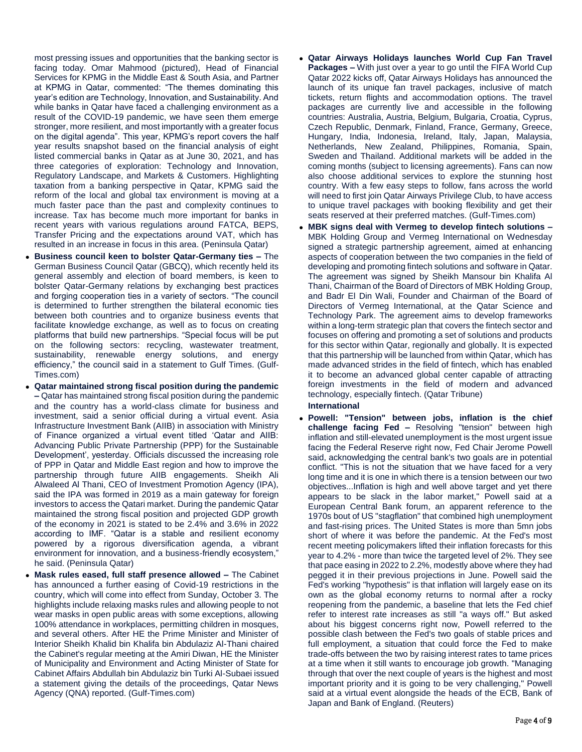most pressing issues and opportunities that the banking sector is facing today. Omar Mahmood (pictured), Head of Financial Services for KPMG in the Middle East & South Asia, and Partner at KPMG in Qatar, commented: "The themes dominating this year's edition are Technology, Innovation, and Sustainability. And while banks in Qatar have faced a challenging environment as a result of the COVID-19 pandemic, we have seen them emerge stronger, more resilient, and most importantly with a greater focus on the digital agenda". This year, KPMG's report covers the half year results snapshot based on the financial analysis of eight listed commercial banks in Qatar as at June 30, 2021, and has three categories of exploration: Technology and Innovation, Regulatory Landscape, and Markets & Customers. Highlighting taxation from a banking perspective in Qatar, KPMG said the reform of the local and global tax environment is moving at a much faster pace than the past and complexity continues to increase. Tax has become much more important for banks in recent years with various regulations around FATCA, BEPS, Transfer Pricing and the expectations around VAT, which has resulted in an increase in focus in this area. (Peninsula Qatar)

- **Business council keen to bolster Qatar-Germany ties –** The German Business Council Qatar (GBCQ), which recently held its general assembly and election of board members, is keen to bolster Qatar-Germany relations by exchanging best practices and forging cooperation ties in a variety of sectors. "The council is determined to further strengthen the bilateral economic ties between both countries and to organize business events that facilitate knowledge exchange, as well as to focus on creating platforms that build new partnerships. "Special focus will be put on the following sectors: recycling, wastewater treatment, sustainability, renewable energy solutions, and energy efficiency," the council said in a statement to Gulf Times. (Gulf-Times.com)
- **Qatar maintained strong fiscal position during the pandemic –** Qatar has maintained strong fiscal position during the pandemic and the country has a world-class climate for business and investment, said a senior official during a virtual event. Asia Infrastructure Investment Bank (AIIB) in association with Ministry of Finance organized a virtual event titled 'Qatar and AIIB: Advancing Public Private Partnership (PPP) for the Sustainable Development', yesterday. Officials discussed the increasing role of PPP in Qatar and Middle East region and how to improve the partnership through future AIIB engagements. Sheikh Ali Alwaleed Al Thani, CEO of Investment Promotion Agency (IPA), said the IPA was formed in 2019 as a main gateway for foreign investors to access the Qatari market. During the pandemic Qatar maintained the strong fiscal position and projected GDP growth of the economy in 2021 is stated to be 2.4% and 3.6% in 2022 according to IMF. "Qatar is a stable and resilient economy powered by a rigorous diversification agenda, a vibrant environment for innovation, and a business-friendly ecosystem," he said. (Peninsula Qatar)
- **Mask rules eased, full staff presence allowed –** The Cabinet has announced a further easing of Covid-19 restrictions in the country, which will come into effect from Sunday, October 3. The highlights include relaxing masks rules and allowing people to not wear masks in open public areas with some exceptions, allowing 100% attendance in workplaces, permitting children in mosques, and several others. After HE the Prime Minister and Minister of Interior Sheikh Khalid bin Khalifa bin Abdulaziz Al-Thani chaired the Cabinet's regular meeting at the Amiri Diwan, HE the Minister of Municipality and Environment and Acting Minister of State for Cabinet Affairs Abdullah bin Abdulaziz bin Turki Al-Subaei issued a statement giving the details of the proceedings, Qatar News Agency (QNA) reported. (Gulf-Times.com)
- **Qatar Airways Holidays launches World Cup Fan Travel Packages –** With just over a year to go until the FIFA World Cup Qatar 2022 kicks off, Qatar Airways Holidays has announced the launch of its unique fan travel packages, inclusive of match tickets, return flights and accommodation options. The travel packages are currently live and accessible in the following countries: Australia, Austria, Belgium, Bulgaria, Croatia, Cyprus, Czech Republic, Denmark, Finland, France, Germany, Greece, Hungary, India, Indonesia, Ireland, Italy, Japan, Malaysia, Netherlands, New Zealand, Philippines, Romania, Spain, Sweden and Thailand. Additional markets will be added in the coming months (subject to licensing agreements). Fans can now also choose additional services to explore the stunning host country. With a few easy steps to follow, fans across the world will need to first join Qatar Airways Privilege Club, to have access to unique travel packages with booking flexibility and get their seats reserved at their preferred matches. (Gulf-Times.com)
- **MBK signs deal with Vermeg to develop fintech solutions –** MBK Holding Group and Vermeg International on Wednesday signed a strategic partnership agreement, aimed at enhancing aspects of cooperation between the two companies in the field of developing and promoting fintech solutions and software in Qatar. The agreement was signed by Sheikh Mansour bin Khalifa Al Thani, Chairman of the Board of Directors of MBK Holding Group, and Badr El Din Wali, Founder and Chairman of the Board of Directors of Vermeg International, at the Qatar Science and Technology Park. The agreement aims to develop frameworks within a long-term strategic plan that covers the fintech sector and focuses on offering and promoting a set of solutions and products for this sector within Qatar, regionally and globally. It is expected that this partnership will be launched from within Qatar, which has made advanced strides in the field of fintech, which has enabled it to become an advanced global center capable of attracting foreign investments in the field of modern and advanced technology, especially fintech. (Qatar Tribune)

**International**

- **Powell: "Tension" between jobs, inflation is the chief challenge facing Fed –** Resolving "tension" between high inflation and still-elevated unemployment is the most urgent issue facing the Federal Reserve right now, Fed Chair Jerome Powell said, acknowledging the central bank's two goals are in potential conflict. "This is not the situation that we have faced for a very long time and it is one in which there is a tension between our two objectives...Inflation is high and well above target and yet there appears to be slack in the labor market," Powell said at a European Central Bank forum, an apparent reference to the 1970s bout of US "stagflation" that combined high unemployment and fast-rising prices. The United States is more than 5mn jobs short of where it was before the pandemic. At the Fed's most recent meeting policymakers lifted their inflation forecasts for this year to 4.2% - more than twice the targeted level of 2%. They see that pace easing in 2022 to 2.2%, modestly above where they had pegged it in their previous projections in June. Powell said the Fed's working "hypothesis" is that inflation will largely ease on its own as the global economy returns to normal after a rocky reopening from the pandemic, a baseline that lets the Fed chief refer to interest rate increases as still "a ways off." But asked about his biggest concerns right now, Powell referred to the possible clash between the Fed's two goals of stable prices and full employment, a situation that could force the Fed to make trade-offs between the two by raising interest rates to tame prices at a time when it still wants to encourage job growth. "Managing through that over the next couple of years is the highest and most important priority and it is going to be very challenging," Powell said at a virtual event alongside the heads of the ECB, Bank of Japan and Bank of England. (Reuters)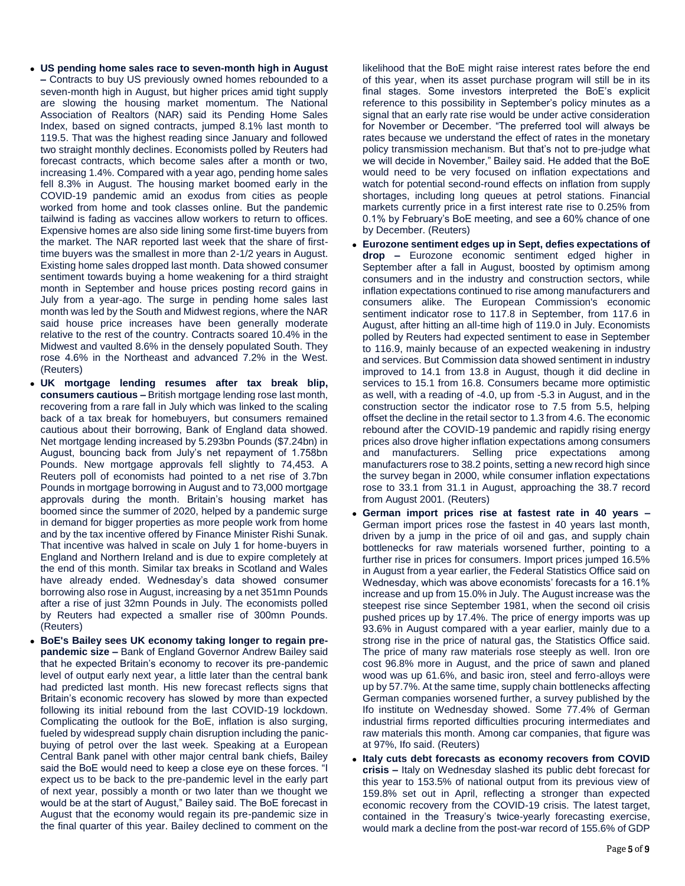- **US pending home sales race to seven-month high in August –** Contracts to buy US previously owned homes rebounded to a seven-month high in August, but higher prices amid tight supply are slowing the housing market momentum. The National Association of Realtors (NAR) said its Pending Home Sales Index, based on signed contracts, jumped 8.1% last month to 119.5. That was the highest reading since January and followed two straight monthly declines. Economists polled by Reuters had forecast contracts, which become sales after a month or two, increasing 1.4%. Compared with a year ago, pending home sales fell 8.3% in August. The housing market boomed early in the COVID-19 pandemic amid an exodus from cities as people worked from home and took classes online. But the pandemic tailwind is fading as vaccines allow workers to return to offices. Expensive homes are also side lining some first-time buyers from the market. The NAR reported last week that the share of first-time buyers was the smallest in more than 2-1/2 years in August. Existing home sales dropped last month. Data showed consumer sentiment towards buying a home weakening for a third straight month in September and house prices posting record gains in July from a year-ago. The surge in pending home sales last month was led by the South and Midwest regions, where the NAR said house price increases have been generally moderate relative to the rest of the country. Contracts soared 10.4% in the Midwest and vaulted 8.6% in the densely populated South. They rose 4.6% in the Northeast and advanced 7.2% in the West. (Reuters)
- **UK mortgage lending resumes after tax break blip, consumers cautious –** British mortgage lending rose last month, recovering from a rare fall in July which was linked to the scaling back of a tax break for homebuyers, but consumers remained cautious about their borrowing, Bank of England data showed. Net mortgage lending increased by 5.293bn Pounds ($7.24bn) in August, bouncing back from July's net repayment of 1.758bn Pounds. New mortgage approvals fell slightly to 74,453. A Reuters poll of economists had pointed to a net rise of 3.7bn Pounds in mortgage borrowing in August and to 73,000 mortgage approvals during the month. Britain's housing market has boomed since the summer of 2020, helped by a pandemic surge in demand for bigger properties as more people work from home and by the tax incentive offered by Finance Minister Rishi Sunak. That incentive was halved in scale on July 1 for home-buyers in England and Northern Ireland and is due to expire completely at the end of this month. Similar tax breaks in Scotland and Wales have already ended. Wednesday's data showed consumer borrowing also rose in August, increasing by a net 351mn Pounds after a rise of just 32mn Pounds in July. The economists polled by Reuters had expected a smaller rise of 300mn Pounds. (Reuters)
- **BoE's Bailey sees UK economy taking longer to regain pre-pandemic size –** Bank of England Governor Andrew Bailey said that he expected Britain's economy to recover its pre-pandemic level of output early next year, a little later than the central bank had predicted last month. His new forecast reflects signs that Britain's economic recovery has slowed by more than expected following its initial rebound from the last COVID-19 lockdown. Complicating the outlook for the BoE, inflation is also surging, fueled by widespread supply chain disruption including the panic-buying of petrol over the last week. Speaking at a European Central Bank panel with other major central bank chiefs, Bailey said the BoE would need to keep a close eye on these forces. "I expect us to be back to the pre-pandemic level in the early part of next year, possibly a month or two later than we thought we would be at the start of August," Bailey said. The BoE forecast in August that the economy would regain its pre-pandemic size in the final quarter of this year. Bailey declined to comment on the likelihood that the BoE might raise interest rates before the end of this year, when its asset purchase program will still be in its final stages. Some investors interpreted the BoE's explicit reference to this possibility in September's policy minutes as a signal that an early rate rise would be under active consideration for November or December. "The preferred tool will always be rates because we understand the effect of rates in the monetary policy transmission mechanism. But that's not to pre-judge what we will decide in November," Bailey said. He added that the BoE would need to be very focused on inflation expectations and watch for potential second-round effects on inflation from supply shortages, including long queues at petrol stations. Financial markets currently price in a first interest rate rise to 0.25% from 0.1% by February's BoE meeting, and see a 60% chance of one by December. (Reuters)
- **Eurozone sentiment edges up in Sept, defies expectations of drop –** Eurozone economic sentiment edged higher in September after a fall in August, boosted by optimism among consumers and in the industry and construction sectors, while inflation expectations continued to rise among manufacturers and consumers alike. The European Commission's economic sentiment indicator rose to 117.8 in September, from 117.6 in August, after hitting an all-time high of 119.0 in July. Economists polled by Reuters had expected sentiment to ease in September to 116.9, mainly because of an expected weakening in industry and services. But Commission data showed sentiment in industry improved to 14.1 from 13.8 in August, though it did decline in services to 15.1 from 16.8. Consumers became more optimistic as well, with a reading of -4.0, up from -5.3 in August, and in the construction sector the indicator rose to 7.5 from 5.5, helping offset the decline in the retail sector to 1.3 from 4.6. The economic rebound after the COVID-19 pandemic and rapidly rising energy prices also drove higher inflation expectations among consumers and manufacturers. Selling price expectations among manufacturers rose to 38.2 points, setting a new record high since the survey began in 2000, while consumer inflation expectations rose to 33.1 from 31.1 in August, approaching the 38.7 record from August 2001. (Reuters)
- **German import prices rise at fastest rate in 40 years –** German import prices rose the fastest in 40 years last month, driven by a jump in the price of oil and gas, and supply chain bottlenecks for raw materials worsened further, pointing to a further rise in prices for consumers. Import prices jumped 16.5% in August from a year earlier, the Federal Statistics Office said on Wednesday, which was above economists' forecasts for a 16.1% increase and up from 15.0% in July. The August increase was the steepest rise since September 1981, when the second oil crisis pushed prices up by 17.4%. The price of energy imports was up 93.6% in August compared with a year earlier, mainly due to a strong rise in the price of natural gas, the Statistics Office said. The price of many raw materials rose steeply as well. Iron ore cost 96.8% more in August, and the price of sawn and planed wood was up 61.6%, and basic iron, steel and ferro-alloys were up by 57.7%. At the same time, supply chain bottlenecks affecting German companies worsened further, a survey published by the Ifo institute on Wednesday showed. Some 77.4% of German industrial firms reported difficulties procuring intermediates and raw materials this month. Among car companies, that figure was at 97%, Ifo said. (Reuters)
- **Italy cuts debt forecasts as economy recovers from COVID crisis –** Italy on Wednesday slashed its public debt forecast for this year to 153.5% of national output from its previous view of 159.8% set out in April, reflecting a stronger than expected economic recovery from the COVID-19 crisis. The latest target, contained in the Treasury's twice-yearly forecasting exercise, would mark a decline from the post-war record of 155.6% of GDP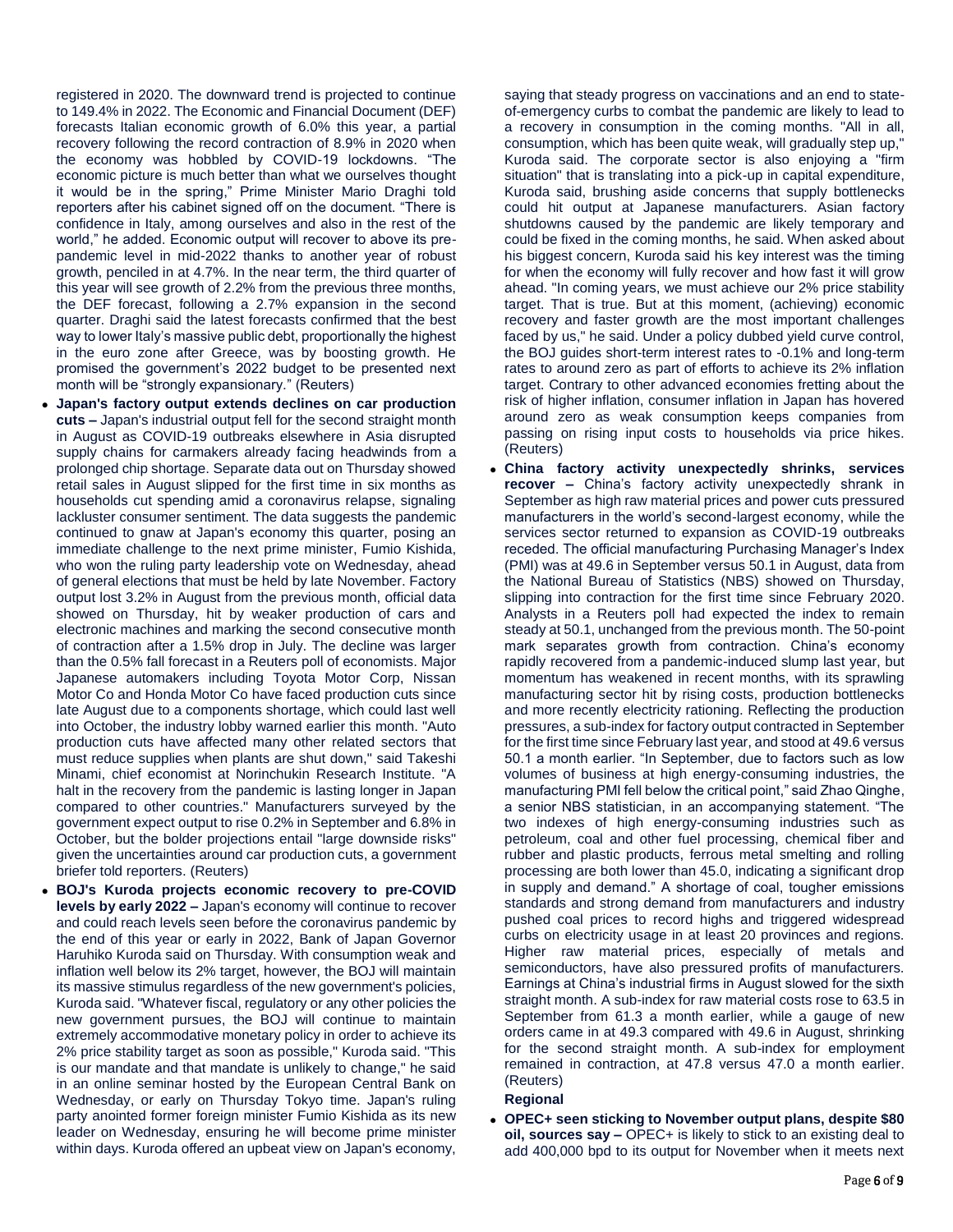registered in 2020. The downward trend is projected to continue to 149.4% in 2022. The Economic and Financial Document (DEF) forecasts Italian economic growth of 6.0% this year, a partial recovery following the record contraction of 8.9% in 2020 when the economy was hobbled by COVID-19 lockdowns. "The economic picture is much better than what we ourselves thought it would be in the spring," Prime Minister Mario Draghi told reporters after his cabinet signed off on the document. "There is confidence in Italy, among ourselves and also in the rest of the world," he added. Economic output will recover to above its pre-pandemic level in mid-2022 thanks to another year of robust growth, penciled in at 4.7%. In the near term, the third quarter of this year will see growth of 2.2% from the previous three months, the DEF forecast, following a 2.7% expansion in the second quarter. Draghi said the latest forecasts confirmed that the best way to lower Italy's massive public debt, proportionally the highest in the euro zone after Greece, was by boosting growth. He promised the government's 2022 budget to be presented next month will be "strongly expansionary." (Reuters)

- **Japan's factory output extends declines on car production cuts –** Japan's industrial output fell for the second straight month in August as COVID-19 outbreaks elsewhere in Asia disrupted supply chains for carmakers already facing headwinds from a prolonged chip shortage. Separate data out on Thursday showed retail sales in August slipped for the first time in six months as households cut spending amid a coronavirus relapse, signaling lackluster consumer sentiment. The data suggests the pandemic continued to gnaw at Japan's economy this quarter, posing an immediate challenge to the next prime minister, Fumio Kishida, who won the ruling party leadership vote on Wednesday, ahead of general elections that must be held by late November. Factory output lost 3.2% in August from the previous month, official data showed on Thursday, hit by weaker production of cars and electronic machines and marking the second consecutive month of contraction after a 1.5% drop in July. The decline was larger than the 0.5% fall forecast in a Reuters poll of economists. Major Japanese automakers including Toyota Motor Corp, Nissan Motor Co and Honda Motor Co have faced production cuts since late August due to a components shortage, which could last well into October, the industry lobby warned earlier this month. "Auto production cuts have affected many other related sectors that must reduce supplies when plants are shut down," said Takeshi Minami, chief economist at Norinchukin Research Institute. "A halt in the recovery from the pandemic is lasting longer in Japan compared to other countries." Manufacturers surveyed by the government expect output to rise 0.2% in September and 6.8% in October, but the bolder projections entail "large downside risks" given the uncertainties around car production cuts, a government briefer told reporters. (Reuters)
- **BOJ's Kuroda projects economic recovery to pre-COVID levels by early 2022 –** Japan's economy will continue to recover and could reach levels seen before the coronavirus pandemic by the end of this year or early in 2022, Bank of Japan Governor Haruhiko Kuroda said on Thursday. With consumption weak and inflation well below its 2% target, however, the BOJ will maintain its massive stimulus regardless of the new government's policies, Kuroda said. "Whatever fiscal, regulatory or any other policies the new government pursues, the BOJ will continue to maintain extremely accommodative monetary policy in order to achieve its 2% price stability target as soon as possible," Kuroda said. "This is our mandate and that mandate is unlikely to change," he said in an online seminar hosted by the European Central Bank on Wednesday, or early on Thursday Tokyo time. Japan's ruling party anointed former foreign minister Fumio Kishida as its new leader on Wednesday, ensuring he will become prime minister within days. Kuroda offered an upbeat view on Japan's economy, saying that steady progress on vaccinations and an end to state-of-emergency curbs to combat the pandemic are likely to lead to a recovery in consumption in the coming months. "All in all, consumption, which has been quite weak, will gradually step up," Kuroda said. The corporate sector is also enjoying a "firm situation" that is translating into a pick-up in capital expenditure, Kuroda said, brushing aside concerns that supply bottlenecks could hit output at Japanese manufacturers. Asian factory shutdowns caused by the pandemic are likely temporary and could be fixed in the coming months, he said. When asked about his biggest concern, Kuroda said his key interest was the timing for when the economy will fully recover and how fast it will grow ahead. "In coming years, we must achieve our 2% price stability target. That is true. But at this moment, (achieving) economic recovery and faster growth are the most important challenges faced by us," he said. Under a policy dubbed yield curve control, the BOJ guides short-term interest rates to -0.1% and long-term rates to around zero as part of efforts to achieve its 2% inflation target. Contrary to other advanced economies fretting about the risk of higher inflation, consumer inflation in Japan has hovered around zero as weak consumption keeps companies from passing on rising input costs to households via price hikes. (Reuters)
- **China factory activity unexpectedly shrinks, services recover –** China's factory activity unexpectedly shrank in September as high raw material prices and power cuts pressured manufacturers in the world's second-largest economy, while the services sector returned to expansion as COVID-19 outbreaks receded. The official manufacturing Purchasing Manager's Index (PMI) was at 49.6 in September versus 50.1 in August, data from the National Bureau of Statistics (NBS) showed on Thursday, slipping into contraction for the first time since February 2020. Analysts in a Reuters poll had expected the index to remain steady at 50.1, unchanged from the previous month. The 50-point mark separates growth from contraction. China's economy rapidly recovered from a pandemic-induced slump last year, but momentum has weakened in recent months, with its sprawling manufacturing sector hit by rising costs, production bottlenecks and more recently electricity rationing. Reflecting the production pressures, a sub-index for factory output contracted in September for the first time since February last year, and stood at 49.6 versus 50.1 a month earlier. "In September, due to factors such as low volumes of business at high energy-consuming industries, the manufacturing PMI fell below the critical point," said Zhao Qinghe, a senior NBS statistician, in an accompanying statement. "The two indexes of high energy-consuming industries such as petroleum, coal and other fuel processing, chemical fiber and rubber and plastic products, ferrous metal smelting and rolling processing are both lower than 45.0, indicating a significant drop in supply and demand." A shortage of coal, tougher emissions standards and strong demand from manufacturers and industry pushed coal prices to record highs and triggered widespread curbs on electricity usage in at least 20 provinces and regions. Higher raw material prices, especially of metals and semiconductors, have also pressured profits of manufacturers. Earnings at China's industrial firms in August slowed for the sixth straight month. A sub-index for raw material costs rose to 63.5 in September from 61.3 a month earlier, while a gauge of new orders came in at 49.3 compared with 49.6 in August, shrinking for the second straight month. A sub-index for employment remained in contraction, at 47.8 versus 47.0 a month earlier. (Reuters)

**Regional**

- **OPEC+ seen sticking to November output plans, despite $80 oil, sources say –** OPEC+ is likely to stick to an existing deal to add 400,000 bpd to its output for November when it meets next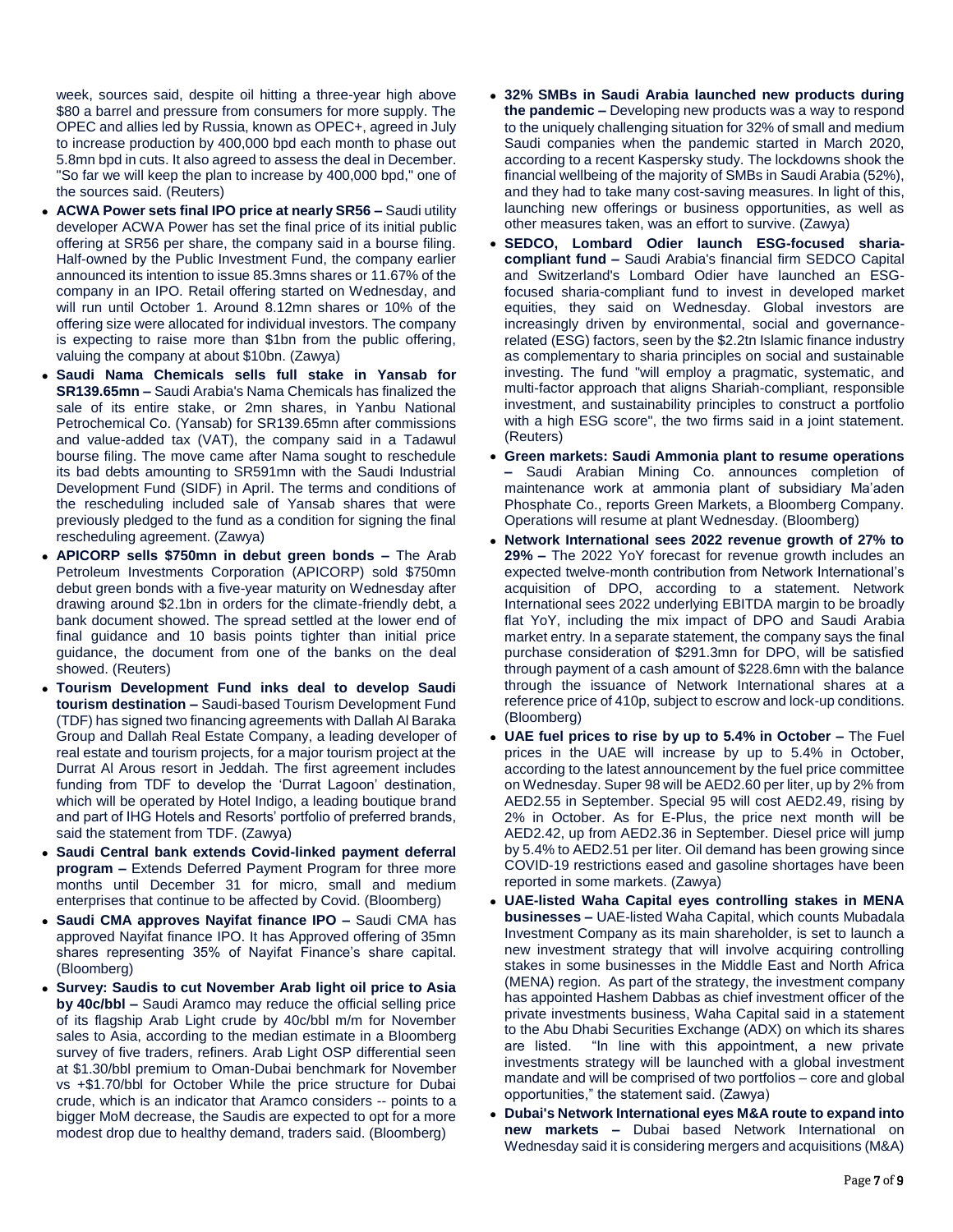week, sources said, despite oil hitting a three-year high above $80 a barrel and pressure from consumers for more supply. The OPEC and allies led by Russia, known as OPEC+, agreed in July to increase production by 400,000 bpd each month to phase out 5.8mn bpd in cuts. It also agreed to assess the deal in December. "So far we will keep the plan to increase by 400,000 bpd," one of the sources said. (Reuters)

- **ACWA Power sets final IPO price at nearly SR56 –** Saudi utility developer ACWA Power has set the final price of its initial public offering at SR56 per share, the company said in a bourse filing. Half-owned by the Public Investment Fund, the company earlier announced its intention to issue 85.3mns shares or 11.67% of the company in an IPO. Retail offering started on Wednesday, and will run until October 1. Around 8.12mn shares or 10% of the offering size were allocated for individual investors. The company is expecting to raise more than $1bn from the public offering, valuing the company at about $10bn. (Zawya)
- **Saudi Nama Chemicals sells full stake in Yansab for SR139.65mn –** Saudi Arabia's Nama Chemicals has finalized the sale of its entire stake, or 2mn shares, in Yanbu National Petrochemical Co. (Yansab) for SR139.65mn after commissions and value-added tax (VAT), the company said in a Tadawul bourse filing. The move came after Nama sought to reschedule its bad debts amounting to SR591mn with the Saudi Industrial Development Fund (SIDF) in April. The terms and conditions of the rescheduling included sale of Yansab shares that were previously pledged to the fund as a condition for signing the final rescheduling agreement. (Zawya)
- **APICORP sells $750mn in debut green bonds –** The Arab Petroleum Investments Corporation (APICORP) sold $750mn debut green bonds with a five-year maturity on Wednesday after drawing around $2.1bn in orders for the climate-friendly debt, a bank document showed. The spread settled at the lower end of final guidance and 10 basis points tighter than initial price guidance, the document from one of the banks on the deal showed. (Reuters)
- **Tourism Development Fund inks deal to develop Saudi tourism destination –** Saudi-based Tourism Development Fund (TDF) has signed two financing agreements with Dallah Al Baraka Group and Dallah Real Estate Company, a leading developer of real estate and tourism projects, for a major tourism project at the Durrat Al Arous resort in Jeddah. The first agreement includes funding from TDF to develop the 'Durrat Lagoon' destination, which will be operated by Hotel Indigo, a leading boutique brand and part of IHG Hotels and Resorts' portfolio of preferred brands, said the statement from TDF. (Zawya)
- **Saudi Central bank extends Covid-linked payment deferral program –** Extends Deferred Payment Program for three more months until December 31 for micro, small and medium enterprises that continue to be affected by Covid. (Bloomberg)
- **Saudi CMA approves Nayifat finance IPO –** Saudi CMA has approved Nayifat finance IPO. It has Approved offering of 35mn shares representing 35% of Nayifat Finance's share capital. (Bloomberg)
- **Survey: Saudis to cut November Arab light oil price to Asia by 40c/bbl –** Saudi Aramco may reduce the official selling price of its flagship Arab Light crude by 40c/bbl m/m for November sales to Asia, according to the median estimate in a Bloomberg survey of five traders, refiners. Arab Light OSP differential seen at $1.30/bbl premium to Oman-Dubai benchmark for November vs +$1.70/bbl for October While the price structure for Dubai crude, which is an indicator that Aramco considers -- points to a bigger MoM decrease, the Saudis are expected to opt for a more modest drop due to healthy demand, traders said. (Bloomberg)
- **32% SMBs in Saudi Arabia launched new products during the pandemic –** Developing new products was a way to respond to the uniquely challenging situation for 32% of small and medium Saudi companies when the pandemic started in March 2020, according to a recent Kaspersky study. The lockdowns shook the financial wellbeing of the majority of SMBs in Saudi Arabia (52%), and they had to take many cost-saving measures. In light of this, launching new offerings or business opportunities, as well as other measures taken, was an effort to survive. (Zawya)
- **SEDCO, Lombard Odier launch ESG-focused sharia-compliant fund –** Saudi Arabia's financial firm SEDCO Capital and Switzerland's Lombard Odier have launched an ESG-focused sharia-compliant fund to invest in developed market equities, they said on Wednesday. Global investors are increasingly driven by environmental, social and governance-related (ESG) factors, seen by the $2.2tn Islamic finance industry as complementary to sharia principles on social and sustainable investing. The fund "will employ a pragmatic, systematic, and multi-factor approach that aligns Shariah-compliant, responsible investment, and sustainability principles to construct a portfolio with a high ESG score", the two firms said in a joint statement. (Reuters)
- **Green markets: Saudi Ammonia plant to resume operations –** Saudi Arabian Mining Co. announces completion of maintenance work at ammonia plant of subsidiary Ma'aden Phosphate Co., reports Green Markets, a Bloomberg Company. Operations will resume at plant Wednesday. (Bloomberg)
- **Network International sees 2022 revenue growth of 27% to 29% –** The 2022 YoY forecast for revenue growth includes an expected twelve-month contribution from Network International's acquisition of DPO, according to a statement. Network International sees 2022 underlying EBITDA margin to be broadly flat YoY, including the mix impact of DPO and Saudi Arabia market entry. In a separate statement, the company says the final purchase consideration of $291.3mn for DPO, will be satisfied through payment of a cash amount of $228.6mn with the balance through the issuance of Network International shares at a reference price of 410p, subject to escrow and lock-up conditions. (Bloomberg)
- **UAE fuel prices to rise by up to 5.4% in October –** The Fuel prices in the UAE will increase by up to 5.4% in October, according to the latest announcement by the fuel price committee on Wednesday. Super 98 will be AED2.60 per liter, up by 2% from AED2.55 in September. Special 95 will cost AED2.49, rising by 2% in October. As for E-Plus, the price next month will be AED2.42, up from AED2.36 in September. Diesel price will jump by 5.4% to AED2.51 per liter. Oil demand has been growing since COVID-19 restrictions eased and gasoline shortages have been reported in some markets. (Zawya)
- **UAE-listed Waha Capital eyes controlling stakes in MENA businesses –** UAE-listed Waha Capital, which counts Mubadala Investment Company as its main shareholder, is set to launch a new investment strategy that will involve acquiring controlling stakes in some businesses in the Middle East and North Africa (MENA) region. As part of the strategy, the investment company has appointed Hashem Dabbas as chief investment officer of the private investments business, Waha Capital said in a statement to the Abu Dhabi Securities Exchange (ADX) on which its shares are listed. "In line with this appointment, a new private investments strategy will be launched with a global investment mandate and will be comprised of two portfolios – core and global opportunities," the statement said. (Zawya)
- **Dubai's Network International eyes M&A route to expand into new markets –** Dubai based Network International on Wednesday said it is considering mergers and acquisitions (M&A)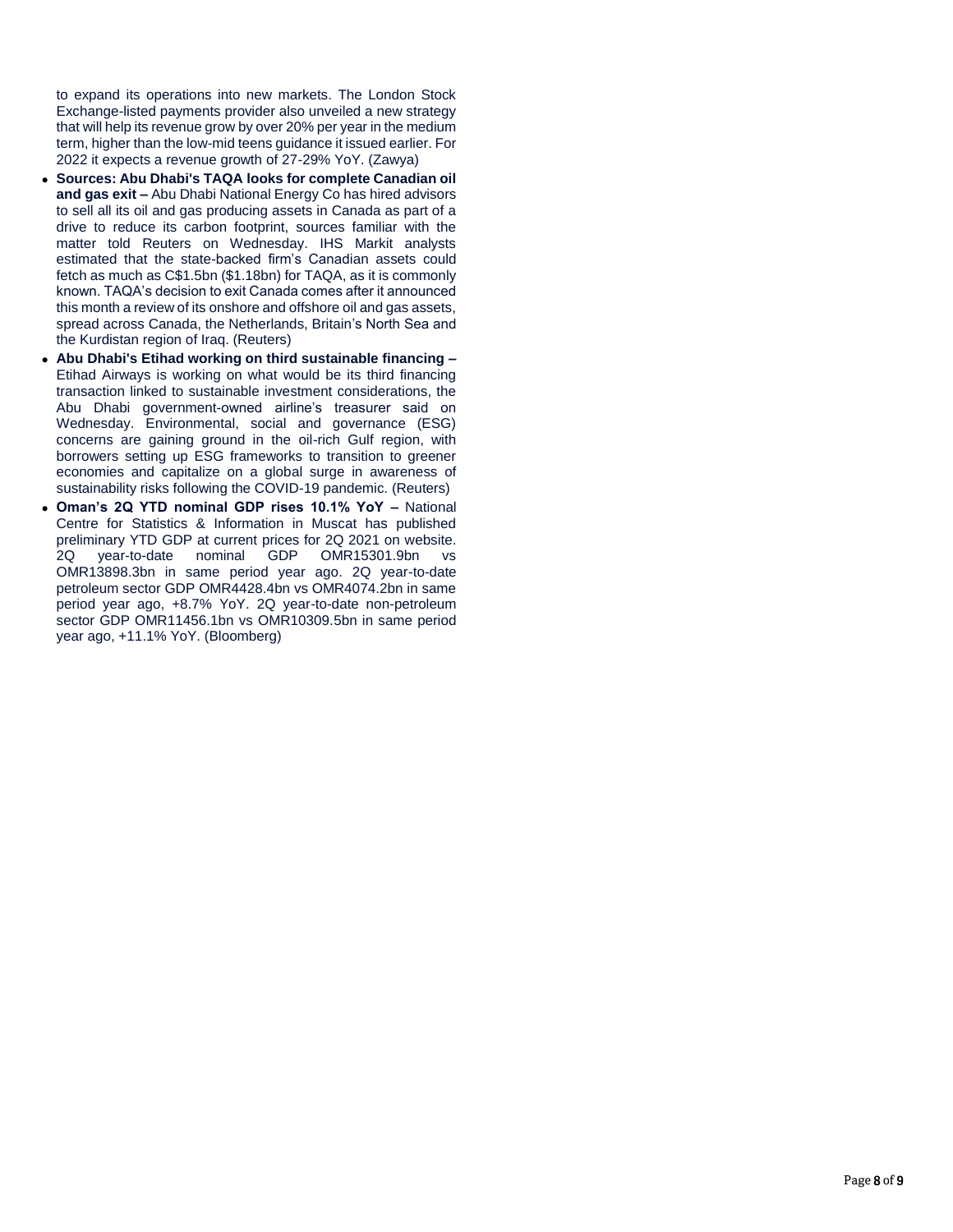to expand its operations into new markets. The London Stock Exchange-listed payments provider also unveiled a new strategy that will help its revenue grow by over 20% per year in the medium term, higher than the low-mid teens guidance it issued earlier. For 2022 it expects a revenue growth of 27-29% YoY. (Zawya)

- **Sources: Abu Dhabi's TAQA looks for complete Canadian oil and gas exit –** Abu Dhabi National Energy Co has hired advisors to sell all its oil and gas producing assets in Canada as part of a drive to reduce its carbon footprint, sources familiar with the matter told Reuters on Wednesday. IHS Markit analysts estimated that the state-backed firm's Canadian assets could fetch as much as C$1.5bn ($1.18bn) for TAQA, as it is commonly known. TAQA's decision to exit Canada comes after it announced this month a review of its onshore and offshore oil and gas assets, spread across Canada, the Netherlands, Britain's North Sea and the Kurdistan region of Iraq. (Reuters)
- **Abu Dhabi's Etihad working on third sustainable financing –** Etihad Airways is working on what would be its third financing transaction linked to sustainable investment considerations, the Abu Dhabi government-owned airline's treasurer said on Wednesday. Environmental, social and governance (ESG) concerns are gaining ground in the oil-rich Gulf region, with borrowers setting up ESG frameworks to transition to greener economies and capitalize on a global surge in awareness of sustainability risks following the COVID-19 pandemic. (Reuters)
- **Oman's 2Q YTD nominal GDP rises 10.1% YoY –** National Centre for Statistics & Information in Muscat has published preliminary YTD GDP at current prices for 2Q 2021 on website. 2Q year-to-date nominal GDP OMR15301.9bn vs OMR13898.3bn in same period year ago. 2Q year-to-date petroleum sector GDP OMR4428.4bn vs OMR4074.2bn in same period year ago, +8.7% YoY. 2Q year-to-date non-petroleum sector GDP OMR11456.1bn vs OMR10309.5bn in same period year ago, +11.1% YoY. (Bloomberg)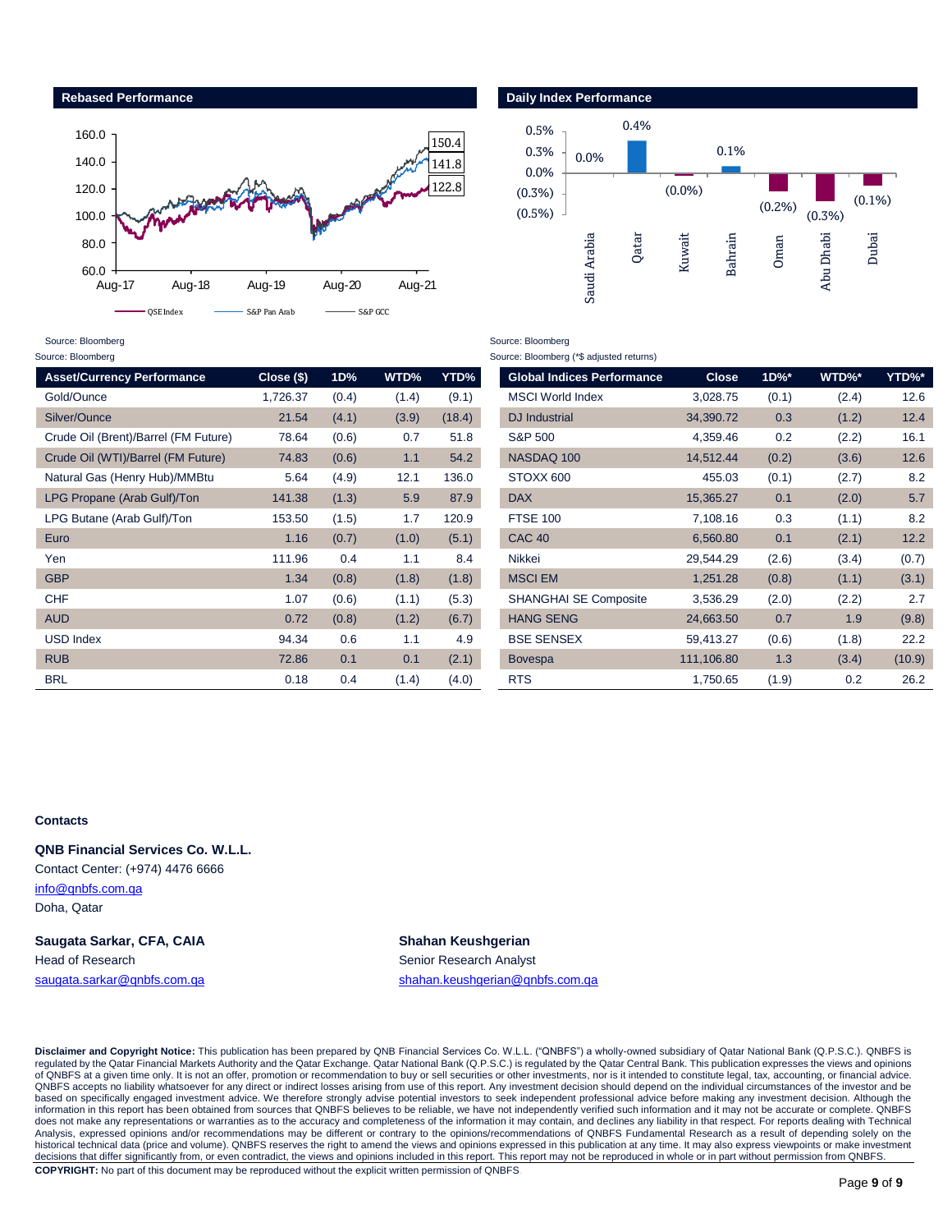**Rebased Performance**

160.0
140.0
120.0
100.0
80.0
60.0
Aug-17
Aug-18
Aug-19
Aug-20
Aug-21
150.4
141.8
122.8
QSE Index
S&P Pan Arab
S&P GCC

Source: Bloomberg

**Daily Index Performance**

0.5%
0.3%
0.0%
(0.3%)
(0.5%)
0.0%
0.4%
(0.0%)
0.1%
(0.2%)
(0.3%)
(0.1%)
Saudi Arabia
Qatar
Kuwait
Bahrain
Oman
Abu Dhabi
Dubai

Source: Bloomberg

Source: Bloomberg

| Asset/Currency Performance | Close ($) | 1D% | WTD% | YTD% |
|---|---|---|---|---|
| Gold/Ounce | 1,726.37 | (0.4) | (1.4) | (9.1) |
| Silver/Ounce | 21.54 | (4.1) | (3.9) | (18.4) |
| Crude Oil (Brent)/Barrel (FM Future) | 78.64 | (0.6) | 0.7 | 51.8 |
| Crude Oil (WTI)/Barrel (FM Future) | 74.83 | (0.6) | 1.1 | 54.2 |
| Natural Gas (Henry Hub)/MMBtu | 5.64 | (4.9) | 12.1 | 136.0 |
| LPG Propane (Arab Gulf)/Ton | 141.38 | (1.3) | 5.9 | 87.9 |
| LPG Butane (Arab Gulf)/Ton | 153.50 | (1.5) | 1.7 | 120.9 |
| Euro | 1.16 | (0.7) | (1.0) | (5.1) |
| Yen | 111.96 | 0.4 | 1.1 | 8.4 |
| GBP | 1.34 | (0.8) | (1.8) | (1.8) |
| CHF | 1.07 | (0.6) | (1.1) | (5.3) |
| AUD | 0.72 | (0.8) | (1.2) | (6.7) |
| USD Index | 94.34 | 0.6 | 1.1 | 4.9 |
| RUB | 72.86 | 0.1 | 0.1 | (2.1) |
| BRL | 0.18 | 0.4 | (1.4) | (4.0) |

Source: Bloomberg (*$ adjusted returns)

| Global Indices Performance | Close | 1D%* | WTD%* | YTD%* |
|---|---|---|---|---|
| MSCI World Index | 3,028.75 | (0.1) | (2.4) | 12.6 |
| DJ Industrial | 34,390.72 | 0.3 | (1.2) | 12.4 |
| S&P 500 | 4,359.46 | 0.2 | (2.2) | 16.1 |
| NASDAQ 100 | 14,512.44 | (0.2) | (3.6) | 12.6 |
| STOXX 600 | 455.03 | (0.1) | (2.7) | 8.2 |
| DAX | 15,365.27 | 0.1 | (2.0) | 5.7 |
| FTSE 100 | 7,108.16 | 0.3 | (1.1) | 8.2 |
| CAC 40 | 6,560.80 | 0.1 | (2.1) | 12.2 |
| Nikkei | 29,544.29 | (2.6) | (3.4) | (0.7) |
| MSCI EM | 1,251.28 | (0.8) | (1.1) | (3.1) |
| SHANGHAI SE Composite | 3,536.29 | (2.0) | (2.2) | 2.7 |
| HANG SENG | 24,663.50 | 0.7 | 1.9 | (9.8) |
| BSE SENSEX | 59,413.27 | (0.6) | (1.8) | 22.2 |
| Bovespa | 111,106.80 | 1.3 | (3.4) | (10.9) |
| RTS | 1,750.65 | (1.9) | 0.2 | 26.2 |

**Contacts**

**QNB Financial Services Co. W.L.L.**
Contact Center: (+974) 4476 6666
info@qnbfs.com.qa
Doha, Qatar

**Saugata Sarkar, CFA, CAIA**
Head of Research
saugata.sarkar@qnbfs.com.qa

**Shahan Keushgerian**
Senior Research Analyst
shahan.keushgerian@qnbfs.com.qa

**Disclaimer and Copyright Notice:** This publication has been prepared by QNB Financial Services Co. W.L.L. ("QNBFS") a wholly-owned subsidiary of Qatar National Bank (Q.P.S.C.). QNBFS is regulated by the Qatar Financial Markets Authority and the Qatar Exchange. Qatar National Bank (Q.P.S.C.) is regulated by the Qatar Central Bank. This publication expresses the views and opinions of QNBFS at a given time only. It is not an offer, promotion or recommendation to buy or sell securities or other investments, nor is it intended to constitute legal, tax, accounting, or financial advice. QNBFS accepts no liability whatsoever for any direct or indirect losses arising from use of this report. Any investment decision should depend on the individual circumstances of the investor and be based on specifically engaged investment advice. We therefore strongly advise potential investors to seek independent professional advice before making any investment decision. Although the information in this report has been obtained from sources that QNBFS believes to be reliable, we have not independently verified such information and it may not be accurate or complete. QNBFS does not make any representations or warranties as to the accuracy and completeness of the information it may contain, and declines any liability in that respect. For reports dealing with Technical Analysis, expressed opinions and/or recommendations may be different or contrary to the opinions/recommendations of QNBFS Fundamental Research as a result of depending solely on the historical technical data (price and volume). QNBFS reserves the right to amend the views and opinions expressed in this publication at any time. It may also express viewpoints or make investment decisions that differ significantly from, or even contradict, the views and opinions included in this report. This report may not be reproduced in whole or in part without permission from QNBFS.

**COPYRIGHT:** No part of this document may be reproduced without the explicit written permission of QNBFS.